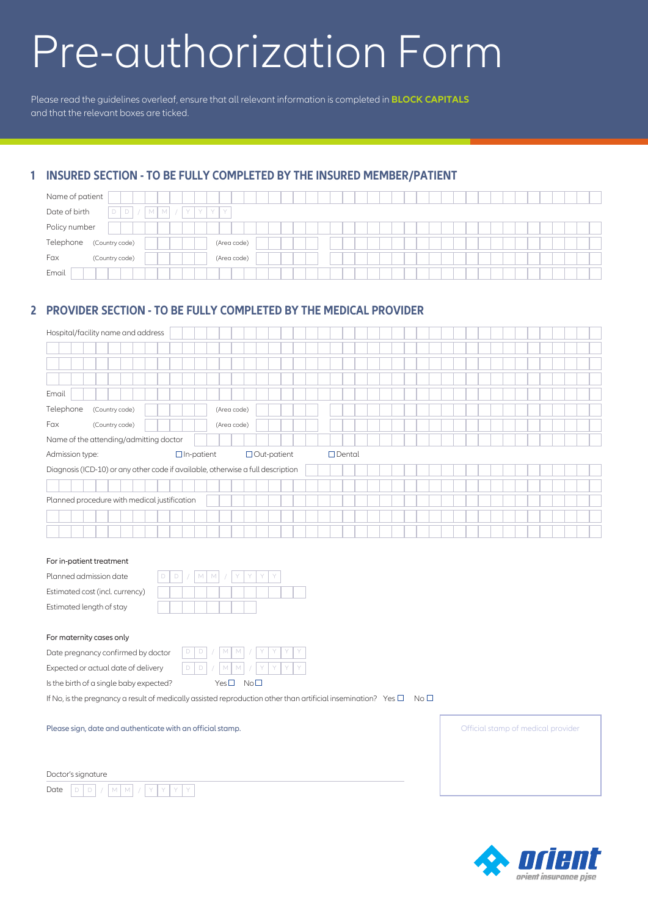# Pre-authorization Form

Please read the guidelines overleaf, ensure that all relevant information is completed in **BLOCK CAPITALS** and that the relevant boxes are ticked.

## 1 INSURED SECTION - TO BE FULLY COMPLETED BY THE INSURED MEMBER/PATIENT

Name of patient

Date of birth D D / M M / Y Y Y Y

Policy number

Telephone (Country code) (Area code)

Fax (Country code) (Area code)

Email

## 2 PROVIDER SECTION - TO BE FULLY COMPLETED BY THE MEDICAL PROVIDER

Hospital/facility name and address

Email

Telephone (Country code) (Area code)

Fax (Country code) (Area code)

Name of the attending/admitting doctor

Admission type: ☐ In-patient ☐ Out-patient ☐ Dental

Diagnosis (ICD-10) or any other code if available, otherwise a full description

Planned procedure with medical justification

For in-patient treatment

Planned admission date D D / M M / Y Y Y Y

Estimated cost (incl. currency)

Estimated length of stay

For maternity cases only

Date pregnancy confirmed by doctor D D / M M / Y Y Y Y

Expected or actual date of delivery D D / M M / Y Y Y Y

Is the birth of a single baby expected? Yes ☐ No ☐

If No, is the pregnancy a result of medically assisted reproduction other than artificial insemination? Yes ☐ No ☐

Please sign, date and authenticate with an official stamp.

Official stamp of medical provider

Doctor's signature

Date D D / M M / Y Y Y Y

orient
orient insurance pjsc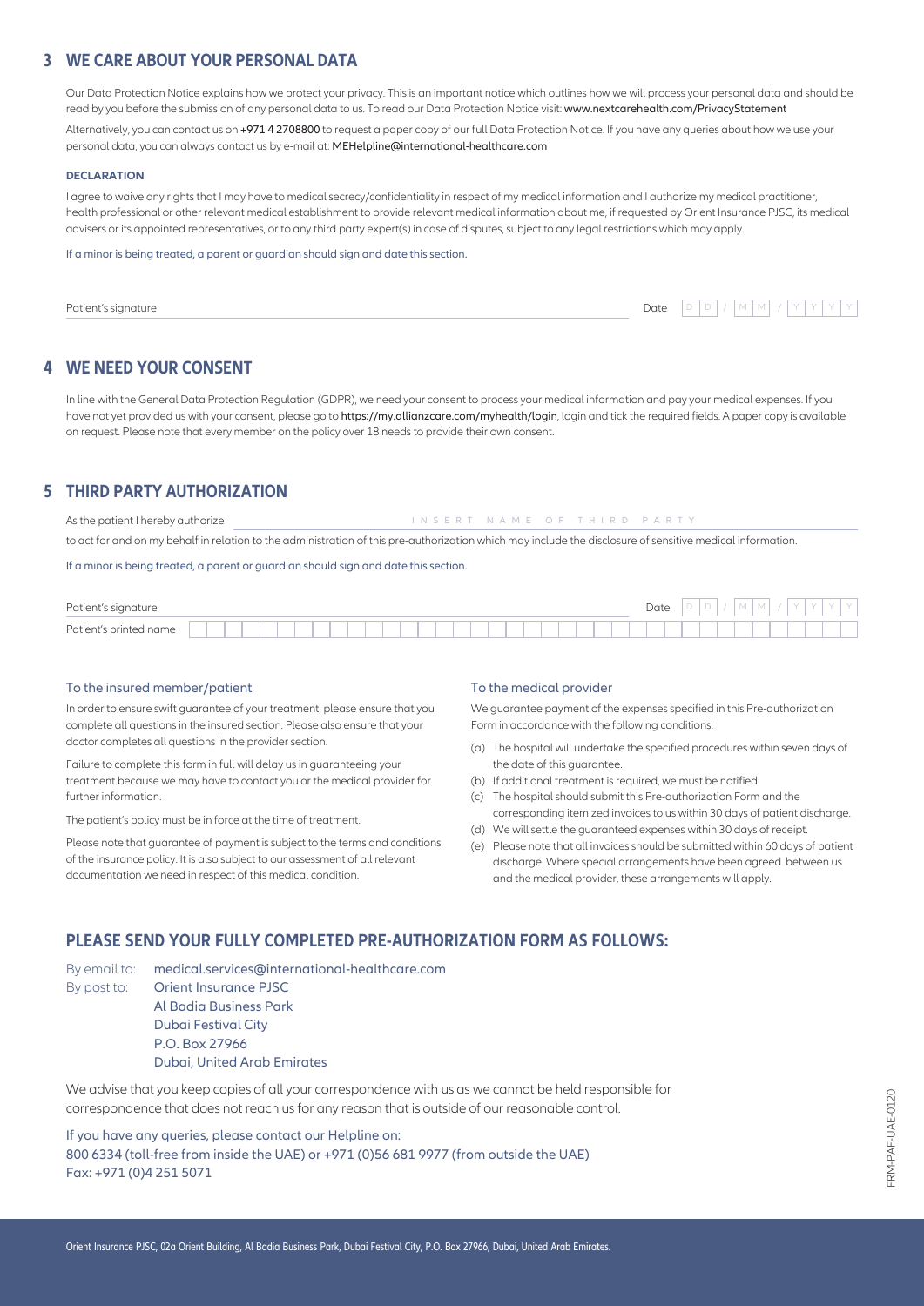## 3 WE CARE ABOUT YOUR PERSONAL DATA

Our Data Protection Notice explains how we protect your privacy. This is an important notice which outlines how we will process your personal data and should be read by you before the submission of any personal data to us. To read our Data Protection Notice visit: www.nextcarehealth.com/PrivacyStatement

Alternatively, you can contact us on +971 4 2708800 to request a paper copy of our full Data Protection Notice. If you have any queries about how we use your personal data, you can always contact us by e-mail at: MEHelpline@international-healthcare.com

**DECLARATION**

I agree to waive any rights that I may have to medical secrecy/confidentiality in respect of my medical information and I authorize my medical practitioner, health professional or other relevant medical establishment to provide relevant medical information about me, if requested by Orient Insurance PJSC, its medical advisers or its appointed representatives, or to any third party expert(s) in case of disputes, subject to any legal restrictions which may apply.

If a minor is being treated, a parent or guardian should sign and date this section.

Patient's signature ______________________ Date D D / M M / Y Y Y Y

## 4 WE NEED YOUR CONSENT

In line with the General Data Protection Regulation (GDPR), we need your consent to process your medical information and pay your medical expenses. If you have not yet provided us with your consent, please go to https://my.allianzcare.com/myhealth/login, login and tick the required fields. A paper copy is available on request. Please note that every member on the policy over 18 needs to provide their own consent.

## 5 THIRD PARTY AUTHORIZATION

As the patient I hereby authorize ______________________ (INSERT NAME OF THIRD PARTY)

to act for and on my behalf in relation to the administration of this pre-authorization which may include the disclosure of sensitive medical information.

If a minor is being treated, a parent or guardian should sign and date this section.

Patient's signature ______________________ Date D D / M M / Y Y Y Y

Patient's printed name ______________________

### To the insured member/patient

In order to ensure swift guarantee of your treatment, please ensure that you complete all questions in the insured section. Please also ensure that your doctor completes all questions in the provider section.

Failure to complete this form in full will delay us in guaranteeing your treatment because we may have to contact you or the medical provider for further information.

The patient's policy must be in force at the time of treatment.

Please note that guarantee of payment is subject to the terms and conditions of the insurance policy. It is also subject to our assessment of all relevant documentation we need in respect of this medical condition.

### To the medical provider

We guarantee payment of the expenses specified in this Pre-authorization Form in accordance with the following conditions:

(a) The hospital will undertake the specified procedures within seven days of the date of this guarantee.
(b) If additional treatment is required, we must be notified.
(c) The hospital should submit this Pre-authorization Form and the corresponding itemized invoices to us within 30 days of patient discharge.
(d) We will settle the guaranteed expenses within 30 days of receipt.
(e) Please note that all invoices should be submitted within 60 days of patient discharge. Where special arrangements have been agreed between us and the medical provider, these arrangements will apply.

## PLEASE SEND YOUR FULLY COMPLETED PRE-AUTHORIZATION FORM AS FOLLOWS:

By email to: medical.services@international-healthcare.com

By post to: Orient Insurance PJSC
Al Badia Business Park
Dubai Festival City
P.O. Box 27966
Dubai, United Arab Emirates

We advise that you keep copies of all your correspondence with us as we cannot be held responsible for correspondence that does not reach us for any reason that is outside of our reasonable control.

If you have any queries, please contact our Helpline on:
800 6334 (toll-free from inside the UAE) or +971 (0)56 681 9977 (from outside the UAE)
Fax: +971 (0)4 251 5071

FRM-PAF-UAE-0120

Orient Insurance PJSC, 02a Orient Building, Al Badia Business Park, Dubai Festival City, P.O. Box 27966, Dubai, United Arab Emirates.